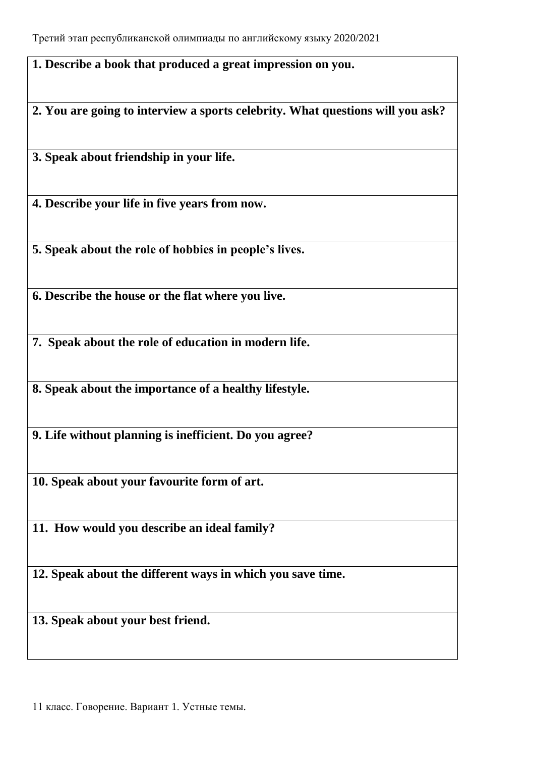Третий этап республиканской олимпиады по английскому языку 2020/2021

**1. Describe a book that produced a great impression on you.**

**2. You are going to interview a sports celebrity. What questions will you ask?**

**3. Speak about friendship in your life.**

**4. Describe your life in five years from now.**

**5. Speak about the role of hobbies in people's lives.**

**6. Describe the house or the flat where you live.**

**7. Speak about the role of education in modern life.**

**8. Speak about the importance of a healthy lifestyle.**

**9. Life without planning is inefficient. Do you agree?**

**10. Speak about your favourite form of art.**

**11. How would you describe an ideal family?**

**12. Speak about the different ways in which you save time.**

**13. Speak about your best friend.**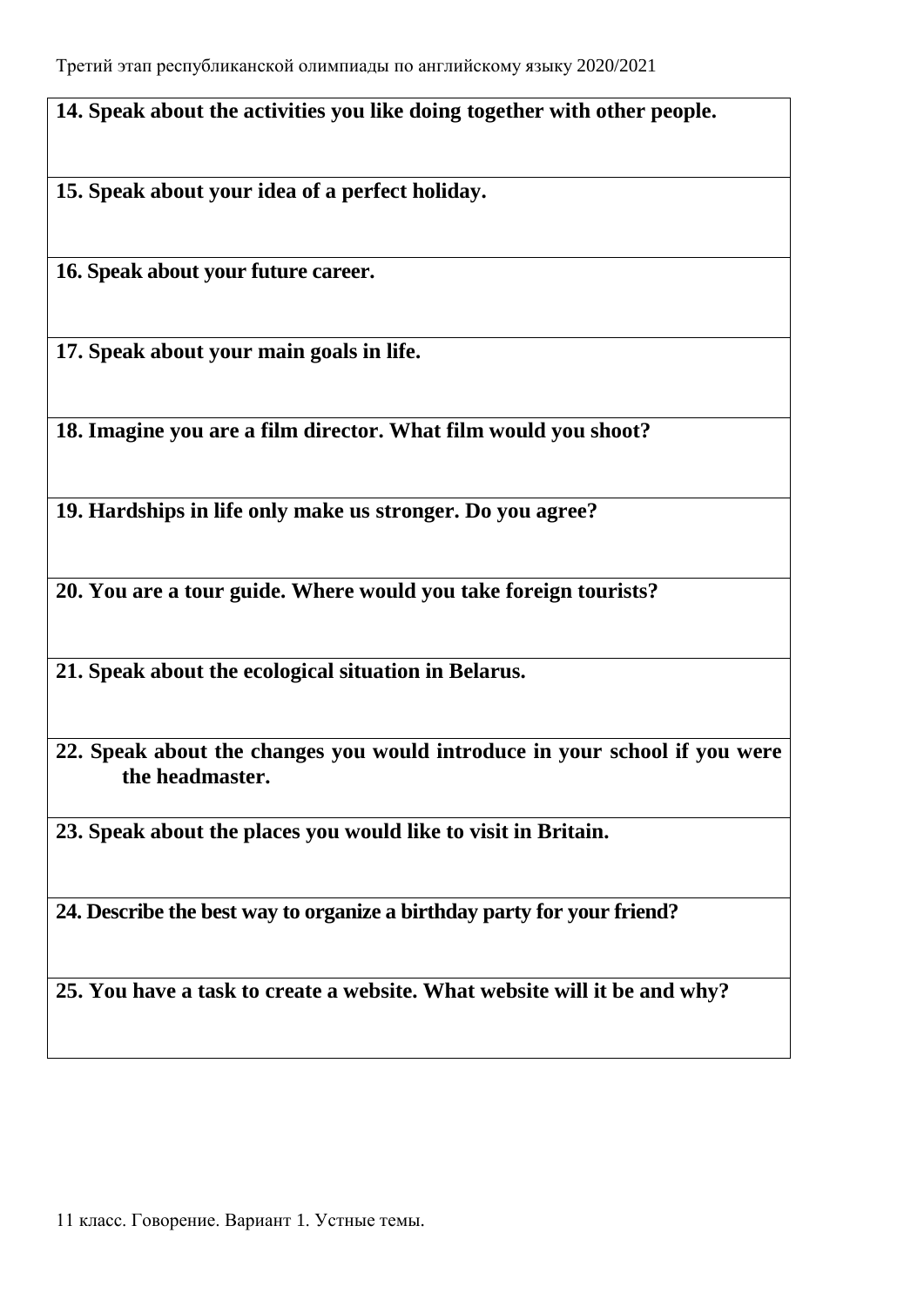| |
|---|
| **14. Speak about the activities you like doing together with other people.** |
| **15. Speak about your idea of a perfect holiday.** |
| **16. Speak about your future career.** |
| **17. Speak about your main goals in life.** |
| **18. Imagine you are a film director. What film would you shoot?** |
| **19. Hardships in life only make us stronger. Do you agree?** |
| **20. You are a tour guide. Where would you take foreign tourists?** |
| **21. Speak about the ecological situation in Belarus.** |
| **22. Speak about the changes you would introduce in your school if you were the headmaster.** |
| **23. Speak about the places you would like to visit in Britain.** |
| **24. Describe the best way to organize a birthday party for your friend?** |
| **25. You have a task to create a website. What website will it be and why?** |